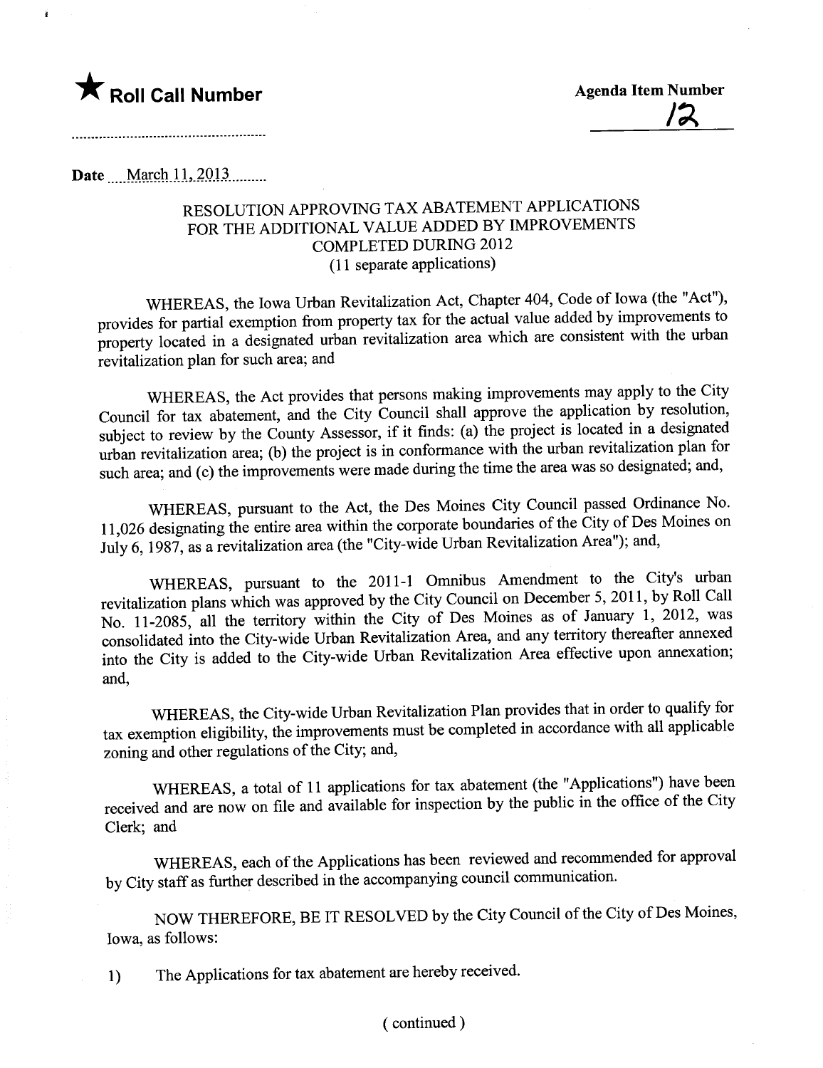★ **Roll Call Number**

**Agenda Item Number**
12

**Date** March 11, 2013

RESOLUTION APPROVING TAX ABATEMENT APPLICATIONS FOR THE ADDITIONAL VALUE ADDED BY IMPROVEMENTS COMPLETED DURING 2012
(11 separate applications)

WHEREAS, the Iowa Urban Revitalization Act, Chapter 404, Code of Iowa (the "Act"), provides for partial exemption from property tax for the actual value added by improvements to property located in a designated urban revitalization area which are consistent with the urban revitalization plan for such area; and

WHEREAS, the Act provides that persons making improvements may apply to the City Council for tax abatement, and the City Council shall approve the application by resolution, subject to review by the County Assessor, if it finds: (a) the project is located in a designated urban revitalization area; (b) the project is in conformance with the urban revitalization plan for such area; and (c) the improvements were made during the time the area was so designated; and,

WHEREAS, pursuant to the Act, the Des Moines City Council passed Ordinance No. 11,026 designating the entire area within the corporate boundaries of the City of Des Moines on July 6, 1987, as a revitalization area (the "City-wide Urban Revitalization Area"); and,

WHEREAS, pursuant to the 2011-1 Omnibus Amendment to the City's urban revitalization plans which was approved by the City Council on December 5, 2011, by Roll Call No. 11-2085, all the territory within the City of Des Moines as of January 1, 2012, was consolidated into the City-wide Urban Revitalization Area, and any territory thereafter annexed into the City is added to the City-wide Urban Revitalization Area effective upon annexation; and,

WHEREAS, the City-wide Urban Revitalization Plan provides that in order to qualify for tax exemption eligibility, the improvements must be completed in accordance with all applicable zoning and other regulations of the City; and,

WHEREAS, a total of 11 applications for tax abatement (the "Applications") have been received and are now on file and available for inspection by the public in the office of the City Clerk; and

WHEREAS, each of the Applications has been reviewed and recommended for approval by City staff as further described in the accompanying council communication.

NOW THEREFORE, BE IT RESOLVED by the City Council of the City of Des Moines, Iowa, as follows:

1) The Applications for tax abatement are hereby received.

( continued )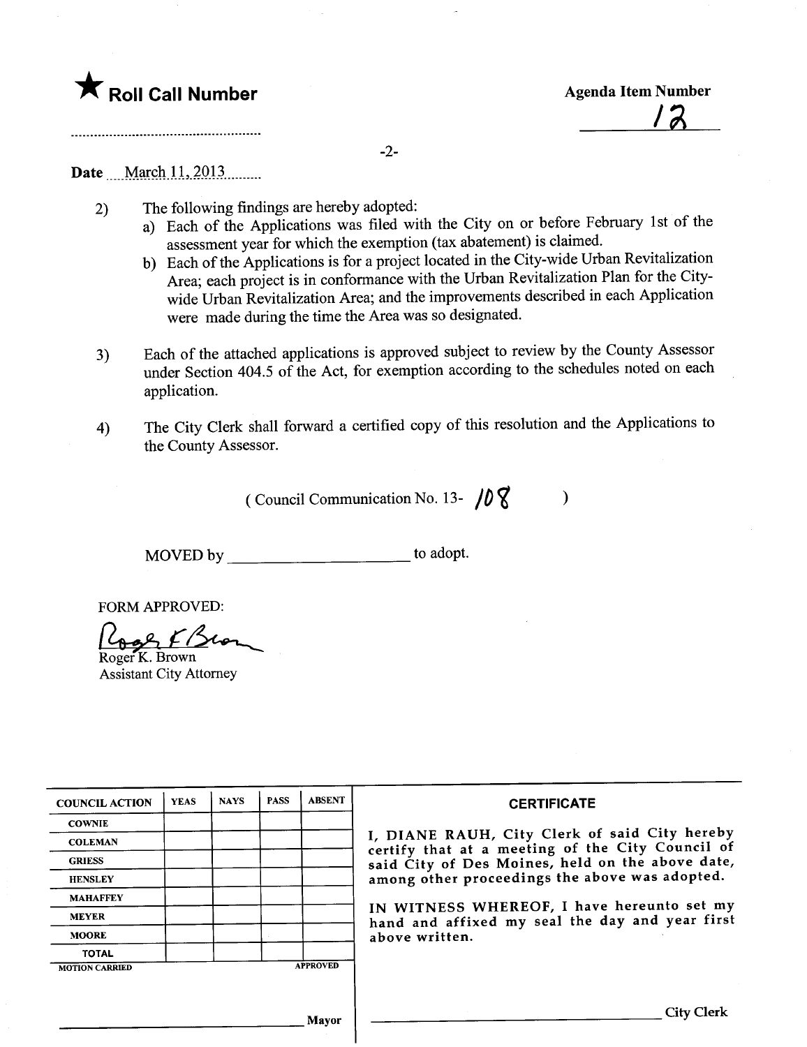★ **Roll Call Number**

**Agenda Item Number**

12

Date March 11, 2013

2) The following findings are hereby adopted:
   a) Each of the Applications was filed with the City on or before February 1st of the assessment year for which the exemption (tax abatement) is claimed.
   b) Each of the Applications is for a project located in the City-wide Urban Revitalization Area; each project is in conformance with the Urban Revitalization Plan for the City-wide Urban Revitalization Area; and the improvements described in each Application were made during the time the Area was so designated.

3) Each of the attached applications is approved subject to review by the County Assessor under Section 404.5 of the Act, for exemption according to the schedules noted on each application.

4) The City Clerk shall forward a certified copy of this resolution and the Applications to the County Assessor.

( Council Communication No. 13- 108 )

MOVED by ____________________ to adopt.

FORM APPROVED:

Roger K. Brown
Assistant City Attorney

| COUNCIL ACTION | YEAS | NAYS | PASS | ABSENT |
|---|---|---|---|---|
| COWNIE | | | | |
| COLEMAN | | | | |
| GRIESS | | | | |
| HENSLEY | | | | |
| MAHAFFEY | | | | |
| MEYER | | | | |
| MOORE | | | | |
| TOTAL | | | | |
| MOTION CARRIED | | | | APPROVED |

____________________ Mayor

**CERTIFICATE**

I, DIANE RAUH, City Clerk of said City hereby certify that at a meeting of the City Council of said City of Des Moines, held on the above date, among other proceedings the above was adopted.

IN WITNESS WHEREOF, I have hereunto set my hand and affixed my seal the day and year first above written.

____________________ City Clerk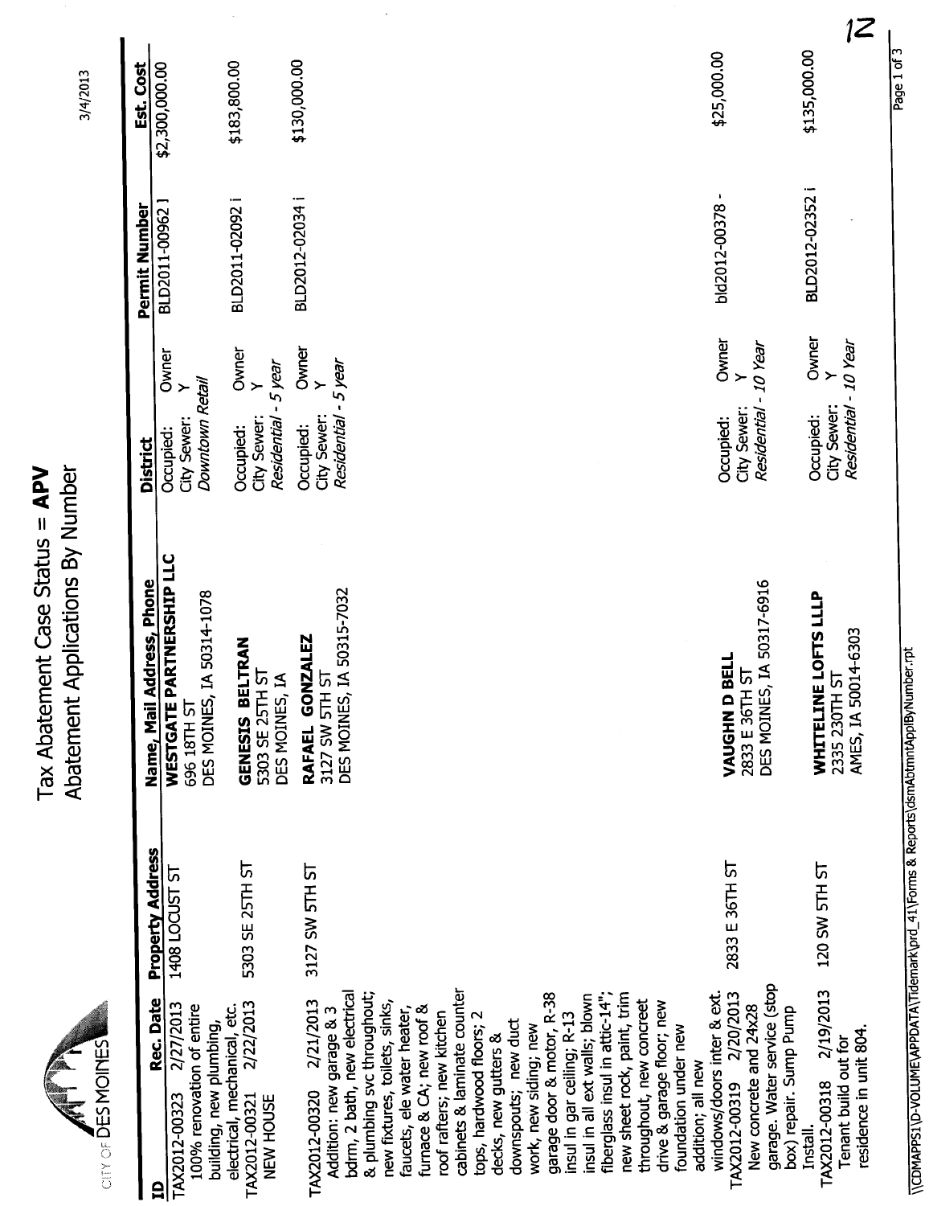# Tax Abatement Case Status = **APV**

## Abatement Applications By Number

3/4/2013

| ID | Rec. Date | Property Address | Name, Mail Address, Phone | District | | Permit Number | Est. Cost |
|---|---|---|---|---|---|---|---|
| TAX2012-00323<br>100% renovation of entire building, new plumbing, electrical, mechanical, etc. | 2/27/2013 | 1408 LOCUST ST | **WESTGATE PARTNERSHIP LLC**<br>696 18TH ST<br>DES MOINES, IA 50314-1078 | Occupied:<br>City Sewer:<br>*Downtown Retail* | Owner<br>Y | BLD2011-00962 ] | $2,300,000.00 |
| TAX2012-00321<br>NEW HOUSE | 2/22/2013 | 5303 SE 25TH ST | **GENESIS BELTRAN**<br>5303 SE 25TH ST<br>DES MOINES, IA | Occupied:<br>City Sewer:<br>*Residential - 5 year* | Owner<br>Y | BLD2011-02092 i | $183,800.00 |
| TAX2012-00320<br>Addition: new garage & 3 bdrm, 2 bath, new electrical & plumbing svc throughout; new fixtures, toilets, sinks, faucets, ele water heater, furnace & CA; new roof & roof rafters; new kitchen cabinets & laminate counter tops, hardwood floors; 2 decks, new gutters & downspouts; new duct work, new siding; new garage door & motor, R-38 insul in gar ceiling; R-13 insul in all ext walls; blown fiberglass insul in attic-14"; new sheet rock, paint, trim throughout, new concreet drive & garage floor; new foundation under new addition; all new windows/doors inter & ext. | 2/21/2013 | 3127 SW 5TH ST | **RAFAEL GONZALEZ**<br>3127 SW 5TH ST<br>DES MOINES, IA 50315-7032 | Occupied:<br>City Sewer:<br>*Residential - 5 year* | Owner<br>Y | BLD2012-02034 i | $130,000.00 |
| TAX2012-00319<br>New concrete and 24x28 garage. Water service (stop box) repair. Sump Pump Install. | 2/20/2013 | 2833 E 36TH ST | **VAUGHN D BELL**<br>2833 E 36TH ST<br>DES MOINES, IA 50317-6916 | Occupied:<br>City Sewer:<br>*Residential - 10 Year* | Owner<br>Y | bld2012-00378 - | $25,000.00 |
| TAX2012-00318<br>Tenant build out for residence in unit 804. | 2/19/2013 | 120 SW 5TH ST | **WHITELINE LOFTS LLLP**<br>2335 230TH ST<br>AMES, IA 50014-6303 | Occupied:<br>City Sewer:<br>*Residential - 10 Year* | Owner<br>Y | BLD2012-02352 i | $135,000.00 |

\\CDMAPPS1\D-VOLUME\APPDATA\Tidemark\prd_41\Forms & Reports\dsmAbtmntApplByNumber.rpt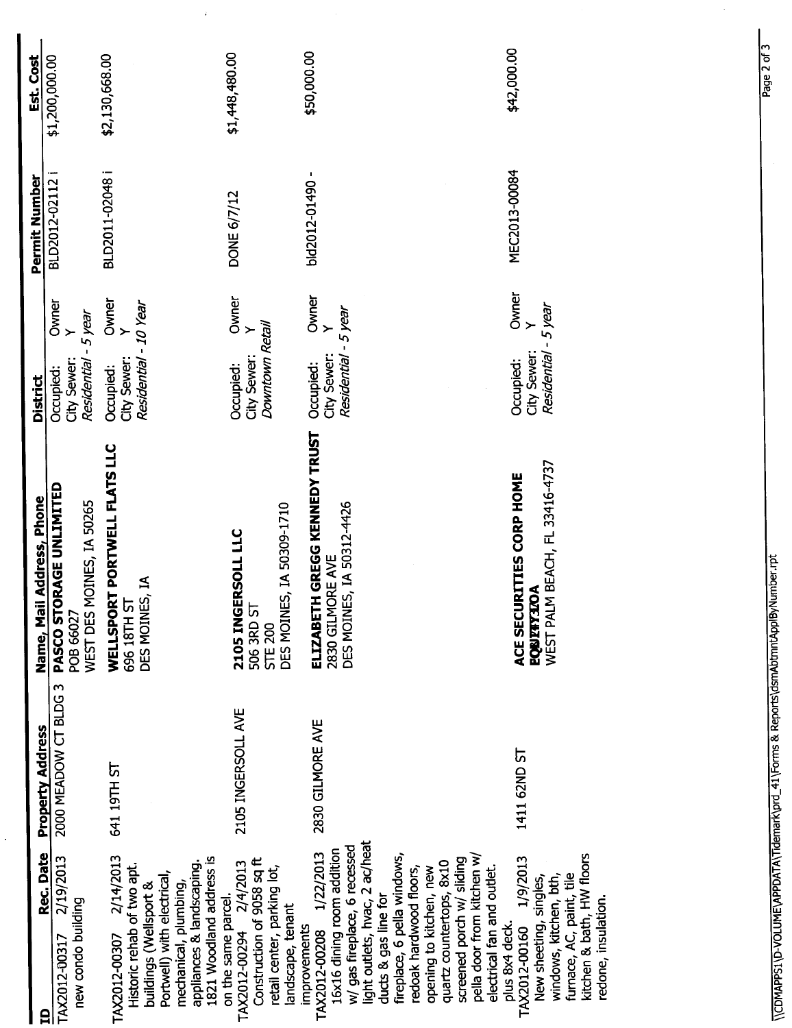| ID | Rec. Date | Property Address | Name, Mail Address, Phone | District | | Permit Number | Est. Cost |
|---|---|---|---|---|---|---|---|
| TAX2012-00317 new condo building | 2/19/2013 | 2000 MEADOW CT BLDG 3 | **PASCO STORAGE UNLIMITED** POB 66027 WEST DES MOINES, IA 50265 | Occupied: City Sewer: Y *Residential - 5 year* | Owner | BLD2012-02112 i | $1,200,000.00 |
| TAX2012-00307 Historic rehab of two apt. buildings (Wellsport & Portwell) with electrical, mechanical, plumbing, appliances & landscaping. 1821 Woodland address is on the same parcel. | 2/14/2013 | 641 19TH ST | **WELLSPORT PORTWELL FLATS LLC** 696 18TH ST DES MOINES, IA | Occupied: City Sewer: Y *Residential - 10 Year* | Owner | BLD2011-02048 i | $2,130,668.00 |
| TAX2012-00294 Construction of 9058 sq ft retail center, parking lot, landscape, tenant improvements | 2/4/2013 | 2105 INGERSOLL AVE | **2105 INGERSOLL LLC** 506 3RD ST STE 200 DES MOINES, IA 50309-1710 | Occupied: City Sewer: Y *Downtown Retail* | Owner | DONE 6/7/12 | $1,448,480.00 |
| TAX2012-00208 16x16 dining room addition w/ gas fireplace, 6 recessed light outlets, hvac, 2 ac/heat ducts & gas line for fireplace, 6 pella windows, redoak hardwood floors, opening to kitchen, new quartz countertops, 8x10 screened porch w/ sliding pella door from kitchen w/ electrical fan and outlet. plus 8x4 deck. | 1/22/2013 | 2830 GILMORE AVE | **ELIZABETH GREGG KENNEDY TRUST** 2830 GILMORE AVE DES MOINES, IA 50312-4426 | Occupied: City Sewer: Y *Residential - 5 year* | Owner | bld2012-01490 - | $50,000.00 |
| TAX2012-00160 New sheeting, singles, windows, kitchen, bth, furnace, AC, paint, tile kitchen & bath, HW floors redone, insulation. | 1/9/2013 | 1411 62ND ST | **ACE SECURITIES CORP HOME EQUITY LOA** WEST PALM BEACH, FL 33416-4737 | Occupied: City Sewer: Y *Residential - 5 year* | Owner | MEC2013-00084 | $42,000.00 |

\\CDMAPPS1\D-VOLUME\APPDATA\Tidemark\prd_41\Forms & Reports\dsmAbtmntApplByNumber.rpt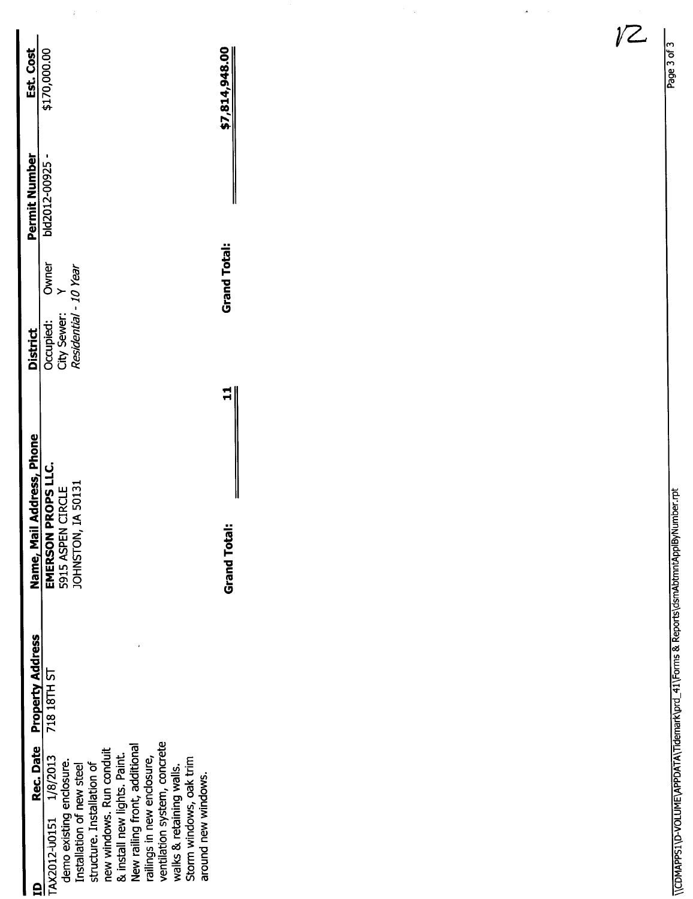| ID | Rec. Date | Property Address | Name, Mail Address, Phone | District | Permit Number | Est. Cost |
|---|---|---|---|---|---|---|
| TAX2012-U0151 demo existing enclosure. Installation of new steel structure. Installation of new windows. Run conduit & install new lights. Paint. New railing front, additional railings in new enclosure, ventilation system, concrete walks & retaining walls. Storm windows, oak trim around new windows. | 1/8/2013 | 718 18TH ST | **EMERSON PROPS LLC.** 5915 ASPEN CIRCLE JOHNSTON, IA 50131 | Occupied: Owner City Sewer: Y *Residential - 10 Year* | bld2012-00925 - | $170,000.00 |

**Grand Total:** **11**

**Grand Total:** **$7,814,948.00**

12

\\CDMAPPS1\D-VOLUME\APPDATA\Tidemark\prd_41\Forms & Reports\dsmAbtmntApplByNumber.rpt